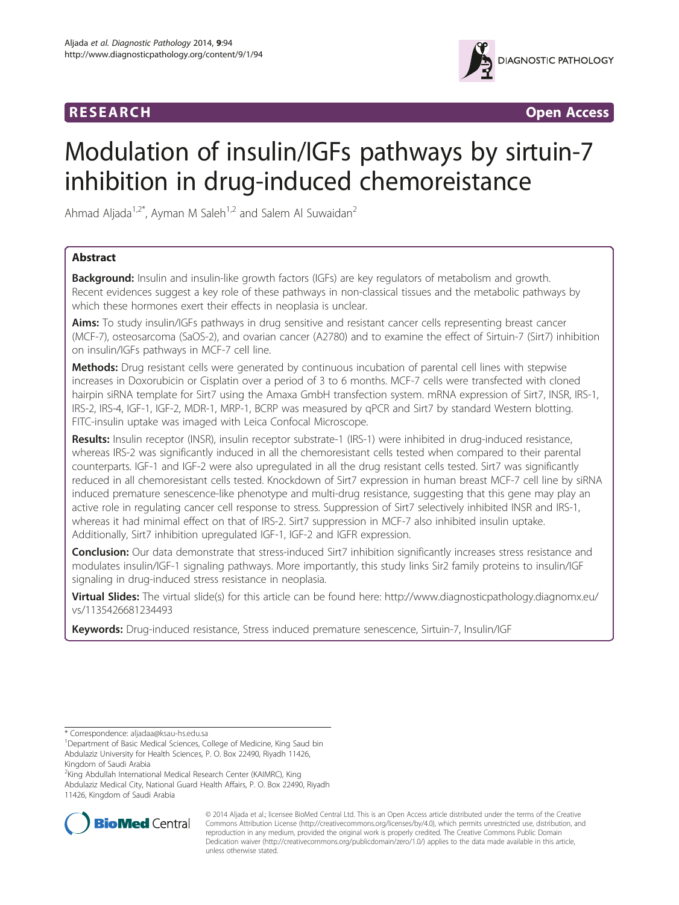RESEARCH Open Access

# Modulation of insulin/IGFs pathways by sirtuin-7 inhibition in drug-induced chemoreistance

Ahmad Aljada[1,2*], Ayman M Saleh[1,2] and Salem Al Suwaidan[2]

## Abstract

**Background:** Insulin and insulin-like growth factors (IGFs) are key regulators of metabolism and growth. Recent evidences suggest a key role of these pathways in non-classical tissues and the metabolic pathways by which these hormones exert their effects in neoplasia is unclear.

**Aims:** To study insulin/IGFs pathways in drug sensitive and resistant cancer cells representing breast cancer (MCF-7), osteosarcoma (SaOS-2), and ovarian cancer (A2780) and to examine the effect of Sirtuin-7 (Sirt7) inhibition on insulin/IGFs pathways in MCF-7 cell line.

**Methods:** Drug resistant cells were generated by continuous incubation of parental cell lines with stepwise increases in Doxorubicin or Cisplatin over a period of 3 to 6 months. MCF-7 cells were transfected with cloned hairpin siRNA template for Sirt7 using the Amaxa GmbH transfection system. mRNA expression of Sirt7, INSR, IRS-1, IRS-2, IRS-4, IGF-1, IGF-2, MDR-1, MRP-1, BCRP was measured by qPCR and Sirt7 by standard Western blotting. FITC-insulin uptake was imaged with Leica Confocal Microscope.

**Results:** Insulin receptor (INSR), insulin receptor substrate-1 (IRS-1) were inhibited in drug-induced resistance, whereas IRS-2 was significantly induced in all the chemoresistant cells tested when compared to their parental counterparts. IGF-1 and IGF-2 were also upregulated in all the drug resistant cells tested. Sirt7 was significantly reduced in all chemoresistant cells tested. Knockdown of Sirt7 expression in human breast MCF-7 cell line by siRNA induced premature senescence-like phenotype and multi-drug resistance, suggesting that this gene may play an active role in regulating cancer cell response to stress. Suppression of Sirt7 selectively inhibited INSR and IRS-1, whereas it had minimal effect on that of IRS-2. Sirt7 suppression in MCF-7 also inhibited insulin uptake. Additionally, Sirt7 inhibition upregulated IGF-1, IGF-2 and IGFR expression.

**Conclusion:** Our data demonstrate that stress-induced Sirt7 inhibition significantly increases stress resistance and modulates insulin/IGF-1 signaling pathways. More importantly, this study links Sir2 family proteins to insulin/IGF signaling in drug-induced stress resistance in neoplasia.

**Virtual Slides:** The virtual slide(s) for this article can be found here: http://www.diagnosticpathology.diagnomx.eu/vs/1135426681234493

**Keywords:** Drug-induced resistance, Stress induced premature senescence, Sirtuin-7, Insulin/IGF

---

* Correspondence: aljadaa@ksau-hs.edu.sa

[1]Department of Basic Medical Sciences, College of Medicine, King Saud bin Abdulaziz University for Health Sciences, P. O. Box 22490, Riyadh 11426, Kingdom of Saudi Arabia

[2]King Abdullah International Medical Research Center (KAIMRC), King Abdulaziz Medical City, National Guard Health Affairs, P. O. Box 22490, Riyadh 11426, Kingdom of Saudi Arabia

© 2014 Aljada et al.; licensee BioMed Central Ltd. This is an Open Access article distributed under the terms of the Creative Commons Attribution License (http://creativecommons.org/licenses/by/4.0), which permits unrestricted use, distribution, and reproduction in any medium, provided the original work is properly credited. The Creative Commons Public Domain Dedication waiver (http://creativecommons.org/publicdomain/zero/1.0/) applies to the data made available in this article, unless otherwise stated.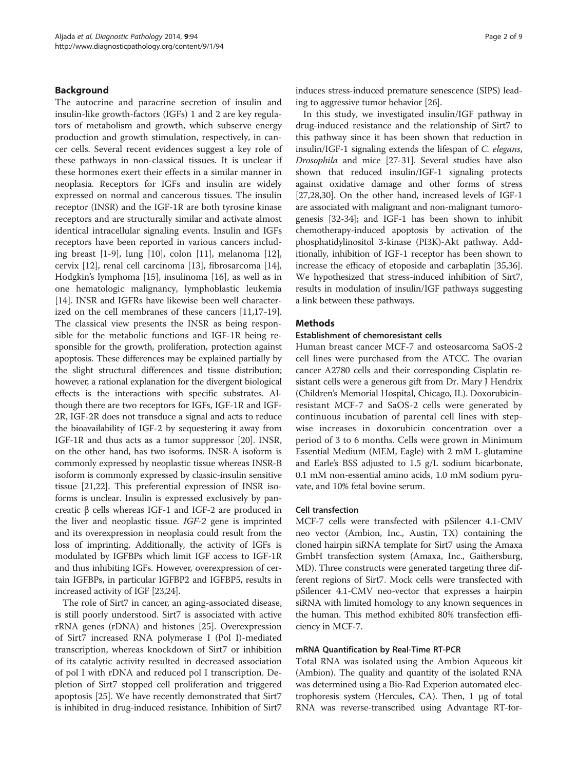## Background

The autocrine and paracrine secretion of insulin and insulin-like growth-factors (IGFs) 1 and 2 are key regulators of metabolism and growth, which subserve energy production and growth stimulation, respectively, in cancer cells. Several recent evidences suggest a key role of these pathways in non-classical tissues. It is unclear if these hormones exert their effects in a similar manner in neoplasia. Receptors for IGFs and insulin are widely expressed on normal and cancerous tissues. The insulin receptor (INSR) and the IGF-1R are both tyrosine kinase receptors and are structurally similar and activate almost identical intracellular signaling events. Insulin and IGFs receptors have been reported in various cancers including breast [1-9], lung [10], colon [11], melanoma [12], cervix [12], renal cell carcinoma [13], fibrosarcoma [14], Hodgkin's lymphoma [15], insulinoma [16], as well as in one hematologic malignancy, lymphoblastic leukemia [14]. INSR and IGFRs have likewise been well characterized on the cell membranes of these cancers [11,17-19]. The classical view presents the INSR as being responsible for the metabolic functions and IGF-1R being responsible for the growth, proliferation, protection against apoptosis. These differences may be explained partially by the slight structural differences and tissue distribution; however, a rational explanation for the divergent biological effects is the interactions with specific substrates. Although there are two receptors for IGFs, IGF-1R and IGF-2R, IGF-2R does not transduce a signal and acts to reduce the bioavailability of IGF-2 by sequestering it away from IGF-1R and thus acts as a tumor suppressor [20]. INSR, on the other hand, has two isoforms. INSR-A isoform is commonly expressed by neoplastic tissue whereas INSR-B isoform is commonly expressed by classic-insulin sensitive tissue [21,22]. This preferential expression of INSR isoforms is unclear. Insulin is expressed exclusively by pancreatic β cells whereas IGF-1 and IGF-2 are produced in the liver and neoplastic tissue. *IGF-2* gene is imprinted and its overexpression in neoplasia could result from the loss of imprinting. Additionally, the activity of IGFs is modulated by IGFBPs which limit IGF access to IGF-1R and thus inhibiting IGFs. However, overexpression of certain IGFBPs, in particular IGFBP2 and IGFBP5, results in increased activity of IGF [23,24].

The role of Sirt7 in cancer, an aging-associated disease, is still poorly understood. Sirt7 is associated with active rRNA genes (rDNA) and histones [25]. Overexpression of Sirt7 increased RNA polymerase I (Pol I)-mediated transcription, whereas knockdown of Sirt7 or inhibition of its catalytic activity resulted in decreased association of pol I with rDNA and reduced pol I transcription. Depletion of Sirt7 stopped cell proliferation and triggered apoptosis [25]. We have recently demonstrated that Sirt7 is inhibited in drug-induced resistance. Inhibition of Sirt7 induces stress-induced premature senescence (SIPS) leading to aggressive tumor behavior [26].

In this study, we investigated insulin/IGF pathway in drug-induced resistance and the relationship of Sirt7 to this pathway since it has been shown that reduction in insulin/IGF-1 signaling extends the lifespan of *C. elegans*, *Drosophila* and mice [27-31]. Several studies have also shown that reduced insulin/IGF-1 signaling protects against oxidative damage and other forms of stress [27,28,30]. On the other hand, increased levels of IGF-1 are associated with malignant and non-malignant tumorogenesis [32-34]; and IGF-1 has been shown to inhibit chemotherapy-induced apoptosis by activation of the phosphatidylinositol 3-kinase (PI3K)-Akt pathway. Additionally, inhibition of IGF-1 receptor has been shown to increase the efficacy of etoposide and carbaplatin [35,36]. We hypothesized that stress-induced inhibition of Sirt7, results in modulation of insulin/IGF pathways suggesting a link between these pathways.

## Methods

### Establishment of chemoresistant cells

Human breast cancer MCF-7 and osteosarcoma SaOS-2 cell lines were purchased from the ATCC. The ovarian cancer A2780 cells and their corresponding Cisplatin resistant cells were a generous gift from Dr. Mary J Hendrix (Children's Memorial Hospital, Chicago, IL). Doxorubicin-resistant MCF-7 and SaOS-2 cells were generated by continuous incubation of parental cell lines with stepwise increases in doxorubicin concentration over a period of 3 to 6 months. Cells were grown in Minimum Essential Medium (MEM, Eagle) with 2 mM L-glutamine and Earle's BSS adjusted to 1.5 g/L sodium bicarbonate, 0.1 mM non-essential amino acids, 1.0 mM sodium pyruvate, and 10% fetal bovine serum.

### Cell transfection

MCF-7 cells were transfected with pSilencer 4.1-CMV neo vector (Ambion, Inc., Austin, TX) containing the cloned hairpin siRNA template for Sirt7 using the Amaxa GmbH transfection system (Amaxa, Inc., Gaithersburg, MD). Three constructs were generated targeting three different regions of Sirt7. Mock cells were transfected with pSilencer 4.1-CMV neo-vector that expresses a hairpin siRNA with limited homology to any known sequences in the human. This method exhibited 80% transfection efficiency in MCF-7.

### mRNA Quantification by Real-Time RT-PCR

Total RNA was isolated using the Ambion Aqueous kit (Ambion). The quality and quantity of the isolated RNA was determined using a Bio-Rad Experion automated electrophoresis system (Hercules, CA). Then, 1 μg of total RNA was reverse-transcribed using Advantage RT-for-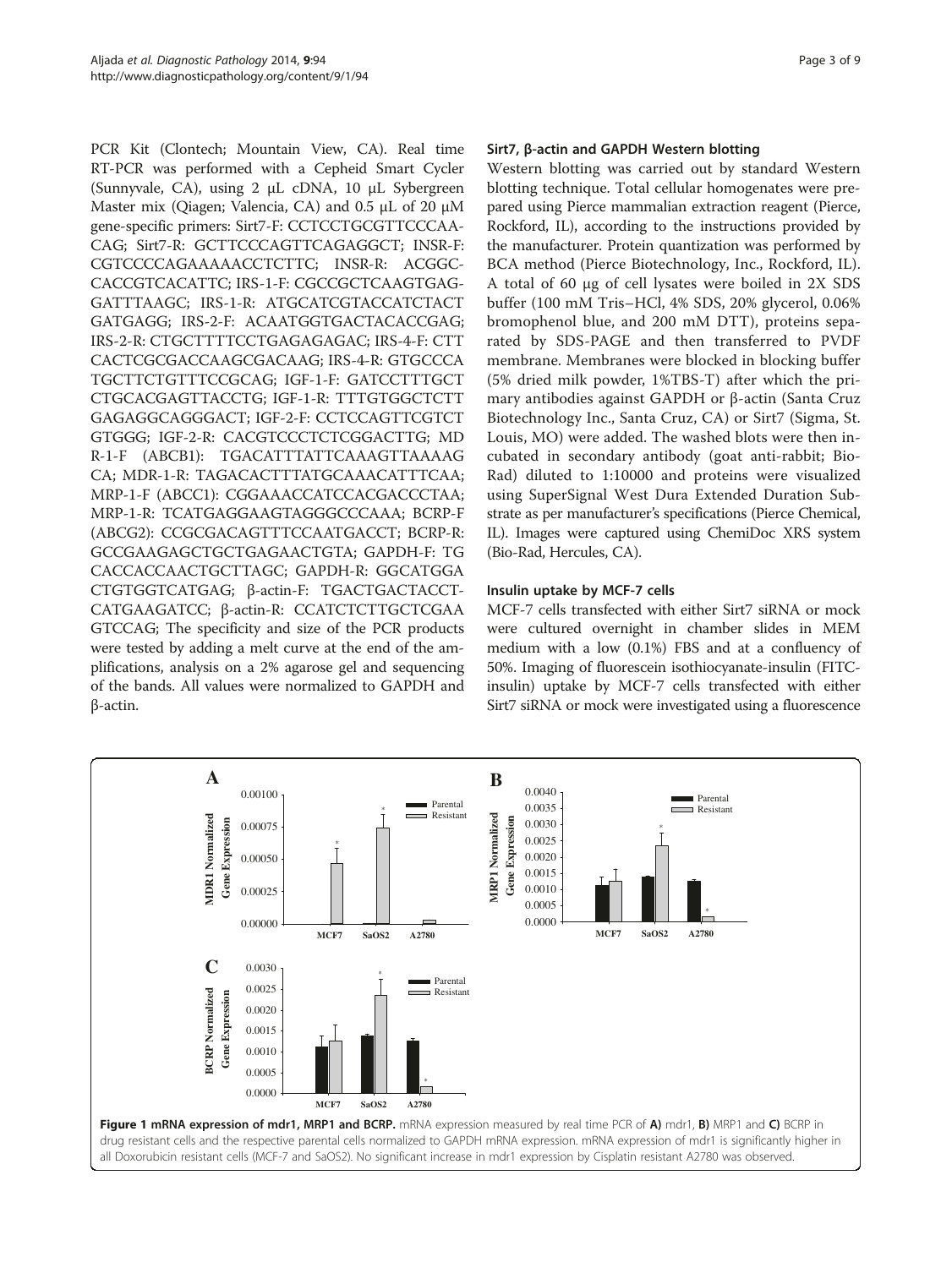PCR Kit (Clontech; Mountain View, CA). Real time RT-PCR was performed with a Cepheid Smart Cycler (Sunnyvale, CA), using 2 μL cDNA, 10 μL Sybergreen Master mix (Qiagen; Valencia, CA) and 0.5 μL of 20 μM gene-specific primers: Sirt7-F: CCTCCTGCGTTCCCAA-CAG; Sirt7-R: GCTTCCCAGTTCAGAGGCT; INSR-F: CGTCCCCAGAAAAACCTCTTC; INSR-R: ACGGC-CACCGTCACATTC; IRS-1-F: CGCCGCTCAAGTGAG-GATTTAAGC; IRS-1-R: ATGCATCGTACCATCTACT GATGAGG; IRS-2-F: ACAATGGTGACTACACCGAG; IRS-2-R: CTGCTTTTCCTGAGAGAGAC; IRS-4-F: CTT CACTCGCGACCAAGCGACAAG; IRS-4-R: GTGCCCA TGCTTCTGTTTCCGCAG; IGF-1-F: GATCCTTTGCT CTGCACGAGTTACCTG; IGF-1-R: TTTGTGGCTCTT GAGAGGCAGGGACT; IGF-2-F: CCTCCAGTTCGTCT GTGGG; IGF-2-R: CACGTCCCTCTCGGACTTG; MD R-1-F (ABCB1): TGACATTTATTCAAAGTTAAAAG CA; MDR-1-R: TAGACACTTTATGCAAACATTTCAA; MRP-1-F (ABCC1): CGGAAACCATCCACGACCCTAA; MRP-1-R: TCATGAGGAAGTAGGGCCCAAA; BCRP-F (ABCG2): CCGCGACAGTTTCCAATGACCT; BCRP-R: GCCGAAGAGCTGCTGAGAACTGTA; GAPDH-F: TG CACCACCAACTGCTTAGC; GAPDH-R: GGCATGGA CTGTGGTCATGAG; β-actin-F: TGACTGACTACCT-CATGAAGATCC; β-actin-R: CCATCTCTTGCTCGAA GTCCAG; The specificity and size of the PCR products were tested by adding a melt curve at the end of the amplifications, analysis on a 2% agarose gel and sequencing of the bands. All values were normalized to GAPDH and β-actin.

### Sirt7, β-actin and GAPDH Western blotting

Western blotting was carried out by standard Western blotting technique. Total cellular homogenates were prepared using Pierce mammalian extraction reagent (Pierce, Rockford, IL), according to the instructions provided by the manufacturer. Protein quantization was performed by BCA method (Pierce Biotechnology, Inc., Rockford, IL). A total of 60 μg of cell lysates were boiled in 2X SDS buffer (100 mM Tris–HCl, 4% SDS, 20% glycerol, 0.06% bromophenol blue, and 200 mM DTT), proteins separated by SDS-PAGE and then transferred to PVDF membrane. Membranes were blocked in blocking buffer (5% dried milk powder, 1%TBS-T) after which the primary antibodies against GAPDH or β-actin (Santa Cruz Biotechnology Inc., Santa Cruz, CA) or Sirt7 (Sigma, St. Louis, MO) were added. The washed blots were then incubated in secondary antibody (goat anti-rabbit; Bio-Rad) diluted to 1:10000 and proteins were visualized using SuperSignal West Dura Extended Duration Substrate as per manufacturer's specifications (Pierce Chemical, IL). Images were captured using ChemiDoc XRS system (Bio-Rad, Hercules, CA).

### Insulin uptake by MCF-7 cells

MCF-7 cells transfected with either Sirt7 siRNA or mock were cultured overnight in chamber slides in MEM medium with a low (0.1%) FBS and at a confluency of 50%. Imaging of fluorescein isothiocyanate-insulin (FITC-insulin) uptake by MCF-7 cells transfected with either Sirt7 siRNA or mock were investigated using a fluorescence

**Figure 1 mRNA expression of mdr1, MRP1 and BCRP.** mRNA expression measured by real time PCR of **A)** mdr1, **B)** MRP1 and **C)** BCRP in drug resistant cells and the respective parental cells normalized to GAPDH mRNA expression. mRNA expression of mdr1 is significantly higher in all Doxorubicin resistant cells (MCF-7 and SaOS2). No significant increase in mdr1 expression by Cisplatin resistant A2780 was observed.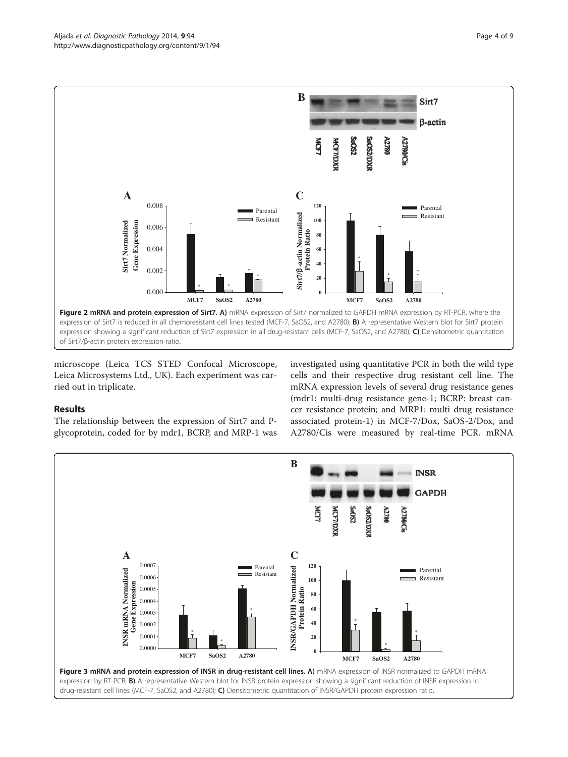**Figure 2 mRNA and protein expression of Sirt7. A)** mRNA expression of Sirt7 normalized to GAPDH mRNA expression by RT-PCR, where the expression of Sirt7 is reduced in all chemoresistant cell lines tested (MCF-7, SaOS2, and A2780); **B)** A representative Western blot for Sirt7 protein expression showing a significant reduction of Sirt7 expression in all drug-resistant cells (MCF-7, SaOS2, and A2780); **C)** Densitometric quantitation of Sirt7/β-actin protein expression ratio.

microscope (Leica TCS STED Confocal Microscope, Leica Microsystems Ltd., UK). Each experiment was carried out in triplicate.

## Results

The relationship between the expression of Sirt7 and P-glycoprotein, coded for by mdr1, BCRP, and MRP-1 was investigated using quantitative PCR in both the wild type cells and their respective drug resistant cell line. The mRNA expression levels of several drug resistance genes (mdr1: multi-drug resistance gene-1; BCRP: breast cancer resistance protein; and MRP1: multi drug resistance associated protein-1) in MCF-7/Dox, SaOS-2/Dox, and A2780/Cis were measured by real-time PCR. mRNA

**Figure 3 mRNA and protein expression of INSR in drug-resistant cell lines. A)** mRNA expression of INSR normalized to GAPDH mRNA expression by RT-PCR; **B)** A representative Western blot for INSR protein expression showing a significant reduction of INSR expression in drug-resistant cell lines (MCF-7, SaOS2, and A2780); **C)** Densitometric quantitation of INSR/GAPDH protein expression ratio.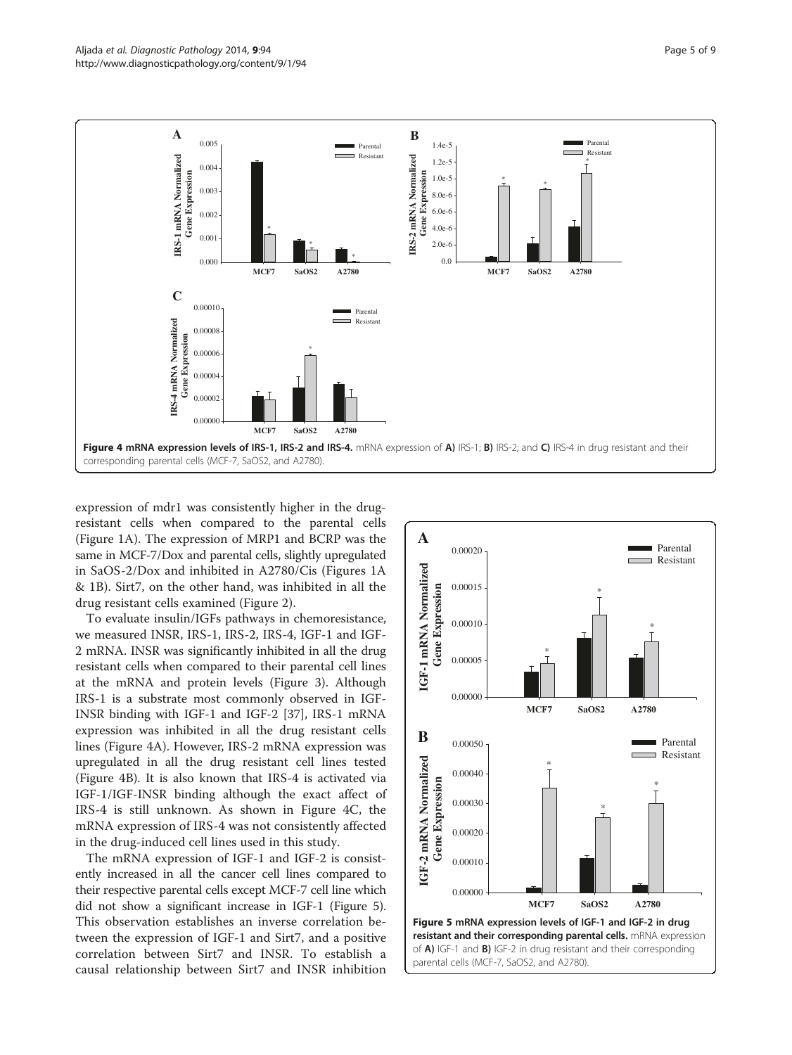**Figure 4 mRNA expression levels of IRS-1, IRS-2 and IRS-4.** mRNA expression of **A)** IRS-1; **B)** IRS-2; and **C)** IRS-4 in drug resistant and their corresponding parental cells (MCF-7, SaOS2, and A2780).

expression of mdr1 was consistently higher in the drug-resistant cells when compared to the parental cells (Figure 1A). The expression of MRP1 and BCRP was the same in MCF-7/Dox and parental cells, slightly upregulated in SaOS-2/Dox and inhibited in A2780/Cis (Figures 1A & 1B). Sirt7, on the other hand, was inhibited in all the drug resistant cells examined (Figure 2).

To evaluate insulin/IGFs pathways in chemoresistance, we measured INSR, IRS-1, IRS-2, IRS-4, IGF-1 and IGF-2 mRNA. INSR was significantly inhibited in all the drug resistant cells when compared to their parental cell lines at the mRNA and protein levels (Figure 3). Although IRS-1 is a substrate most commonly observed in IGF-INSR binding with IGF-1 and IGF-2 [37], IRS-1 mRNA expression was inhibited in all the drug resistant cells lines (Figure 4A). However, IRS-2 mRNA expression was upregulated in all the drug resistant cell lines tested (Figure 4B). It is also known that IRS-4 is activated via IGF-1/IGF-INSR binding although the exact affect of IRS-4 is still unknown. As shown in Figure 4C, the mRNA expression of IRS-4 was not consistently affected in the drug-induced cell lines used in this study.

The mRNA expression of IGF-1 and IGF-2 is consistently increased in all the cancer cell lines compared to their respective parental cells except MCF-7 cell line which did not show a significant increase in IGF-1 (Figure 5). This observation establishes an inverse correlation between the expression of IGF-1 and Sirt7, and a positive correlation between Sirt7 and INSR. To establish a causal relationship between Sirt7 and INSR inhibition

**Figure 5 mRNA expression levels of IGF-1 and IGF-2 in drug resistant and their corresponding parental cells.** mRNA expression of **A)** IGF-1 and **B)** IGF-2 in drug resistant and their corresponding parental cells (MCF-7, SaOS2, and A2780).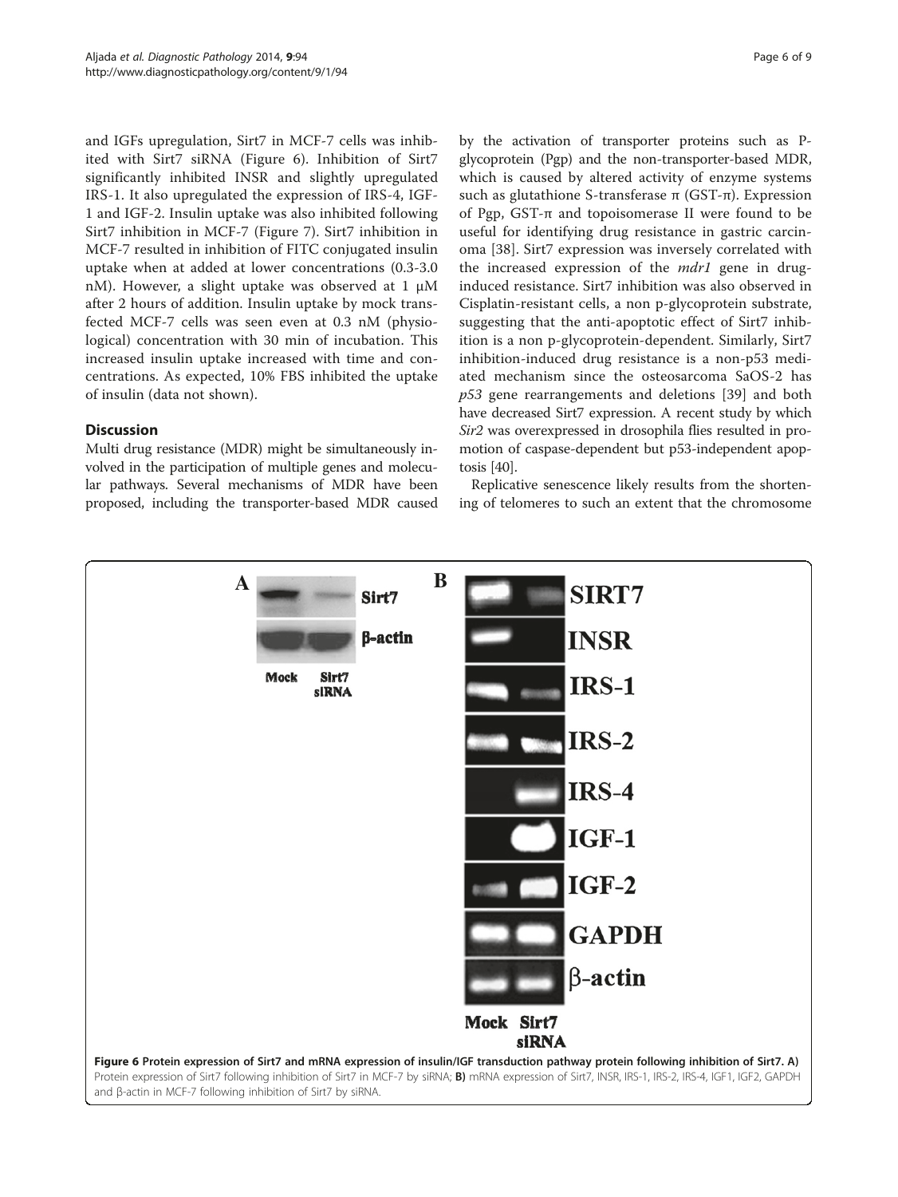and IGFs upregulation, Sirt7 in MCF-7 cells was inhibited with Sirt7 siRNA (Figure 6). Inhibition of Sirt7 significantly inhibited INSR and slightly upregulated IRS-1. It also upregulated the expression of IRS-4, IGF-1 and IGF-2. Insulin uptake was also inhibited following Sirt7 inhibition in MCF-7 (Figure 7). Sirt7 inhibition in MCF-7 resulted in inhibition of FITC conjugated insulin uptake when at added at lower concentrations (0.3-3.0 nM). However, a slight uptake was observed at 1 μM after 2 hours of addition. Insulin uptake by mock transfected MCF-7 cells was seen even at 0.3 nM (physiological) concentration with 30 min of incubation. This increased insulin uptake increased with time and concentrations. As expected, 10% FBS inhibited the uptake of insulin (data not shown).

## Discussion

Multi drug resistance (MDR) might be simultaneously involved in the participation of multiple genes and molecular pathways. Several mechanisms of MDR have been proposed, including the transporter-based MDR caused by the activation of transporter proteins such as P-glycoprotein (Pgp) and the non-transporter-based MDR, which is caused by altered activity of enzyme systems such as glutathione S-transferase π (GST-π). Expression of Pgp, GST-π and topoisomerase II were found to be useful for identifying drug resistance in gastric carcinoma [38]. Sirt7 expression was inversely correlated with the increased expression of the *mdr1* gene in drug-induced resistance. Sirt7 inhibition was also observed in Cisplatin-resistant cells, a non p-glycoprotein substrate, suggesting that the anti-apoptotic effect of Sirt7 inhibition is a non p-glycoprotein-dependent. Similarly, Sirt7 inhibition-induced drug resistance is a non-p53 mediated mechanism since the osteosarcoma SaOS-2 has *p53* gene rearrangements and deletions [39] and both have decreased Sirt7 expression. A recent study by which *Sir2* was overexpressed in drosophila flies resulted in promotion of caspase-dependent but p53-independent apoptosis [40].

Replicative senescence likely results from the shortening of telomeres to such an extent that the chromosome

**Figure 6 Protein expression of Sirt7 and mRNA expression of insulin/IGF transduction pathway protein following inhibition of Sirt7. A)** Protein expression of Sirt7 following inhibition of Sirt7 in MCF-7 by siRNA; **B)** mRNA expression of Sirt7, INSR, IRS-1, IRS-2, IRS-4, IGF1, IGF2, GAPDH and β-actin in MCF-7 following inhibition of Sirt7 by siRNA.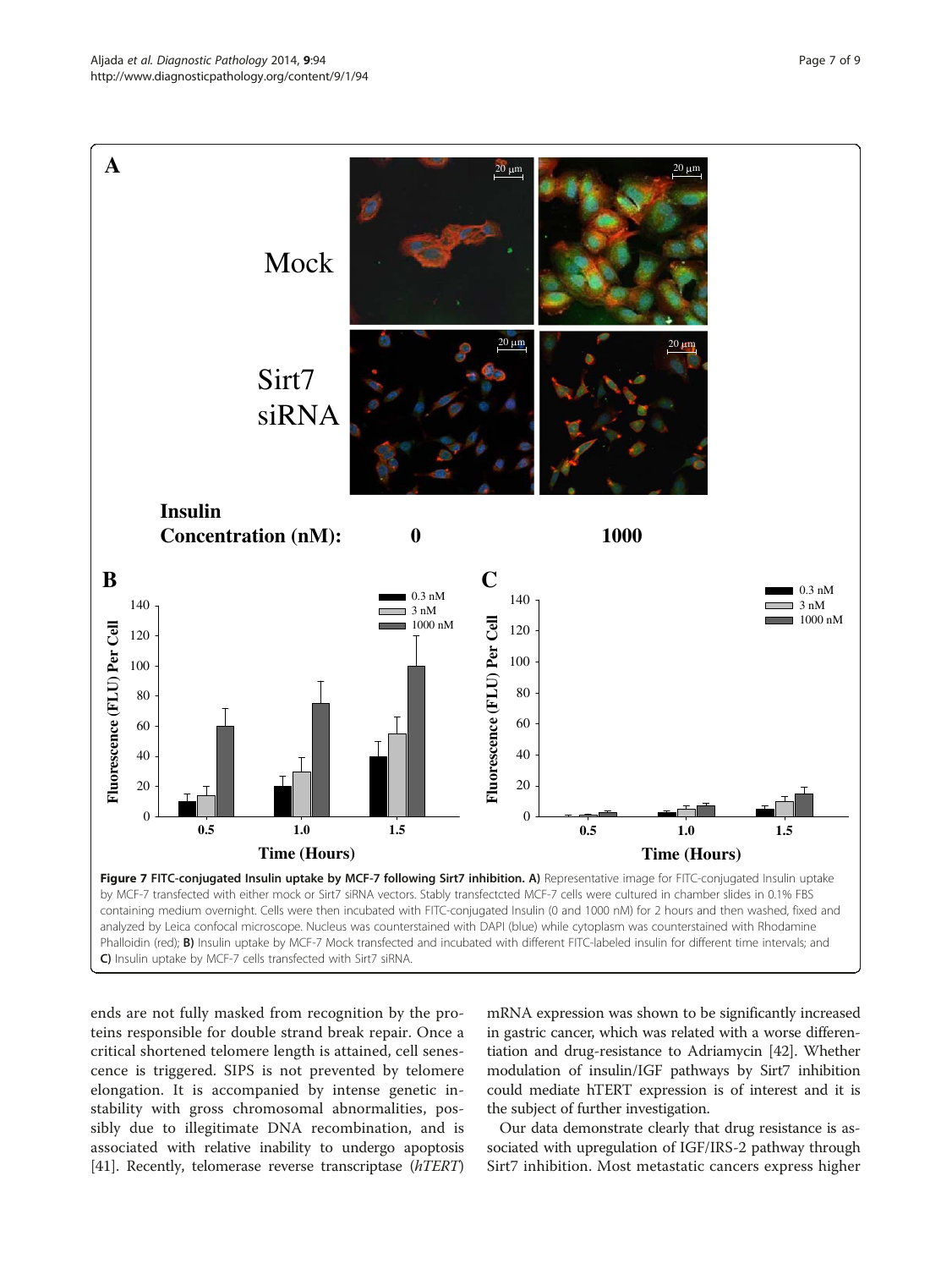**Figure 7 FITC-conjugated Insulin uptake by MCF-7 following Sirt7 inhibition. A)** Representative image for FITC-conjugated Insulin uptake by MCF-7 transfected with either mock or Sirt7 siRNA vectors. Stably transfectcted MCF-7 cells were cultured in chamber slides in 0.1% FBS containing medium overnight. Cells were then incubated with FITC-conjugated Insulin (0 and 1000 nM) for 2 hours and then washed, fixed and analyzed by Leica confocal microscope. Nucleus was counterstained with DAPI (blue) while cytoplasm was counterstained with Rhodamine Phalloidin (red); **B)** Insulin uptake by MCF-7 Mock transfected and incubated with different FITC-labeled insulin for different time intervals; and **C)** Insulin uptake by MCF-7 cells transfected with Sirt7 siRNA.

ends are not fully masked from recognition by the proteins responsible for double strand break repair. Once a critical shortened telomere length is attained, cell senescence is triggered. SIPS is not prevented by telomere elongation. It is accompanied by intense genetic instability with gross chromosomal abnormalities, possibly due to illegitimate DNA recombination, and is associated with relative inability to undergo apoptosis [41]. Recently, telomerase reverse transcriptase (*hTERT*) mRNA expression was shown to be significantly increased in gastric cancer, which was related with a worse differentiation and drug-resistance to Adriamycin [42]. Whether modulation of insulin/IGF pathways by Sirt7 inhibition could mediate hTERT expression is of interest and it is the subject of further investigation.

Our data demonstrate clearly that drug resistance is associated with upregulation of IGF/IRS-2 pathway through Sirt7 inhibition. Most metastatic cancers express higher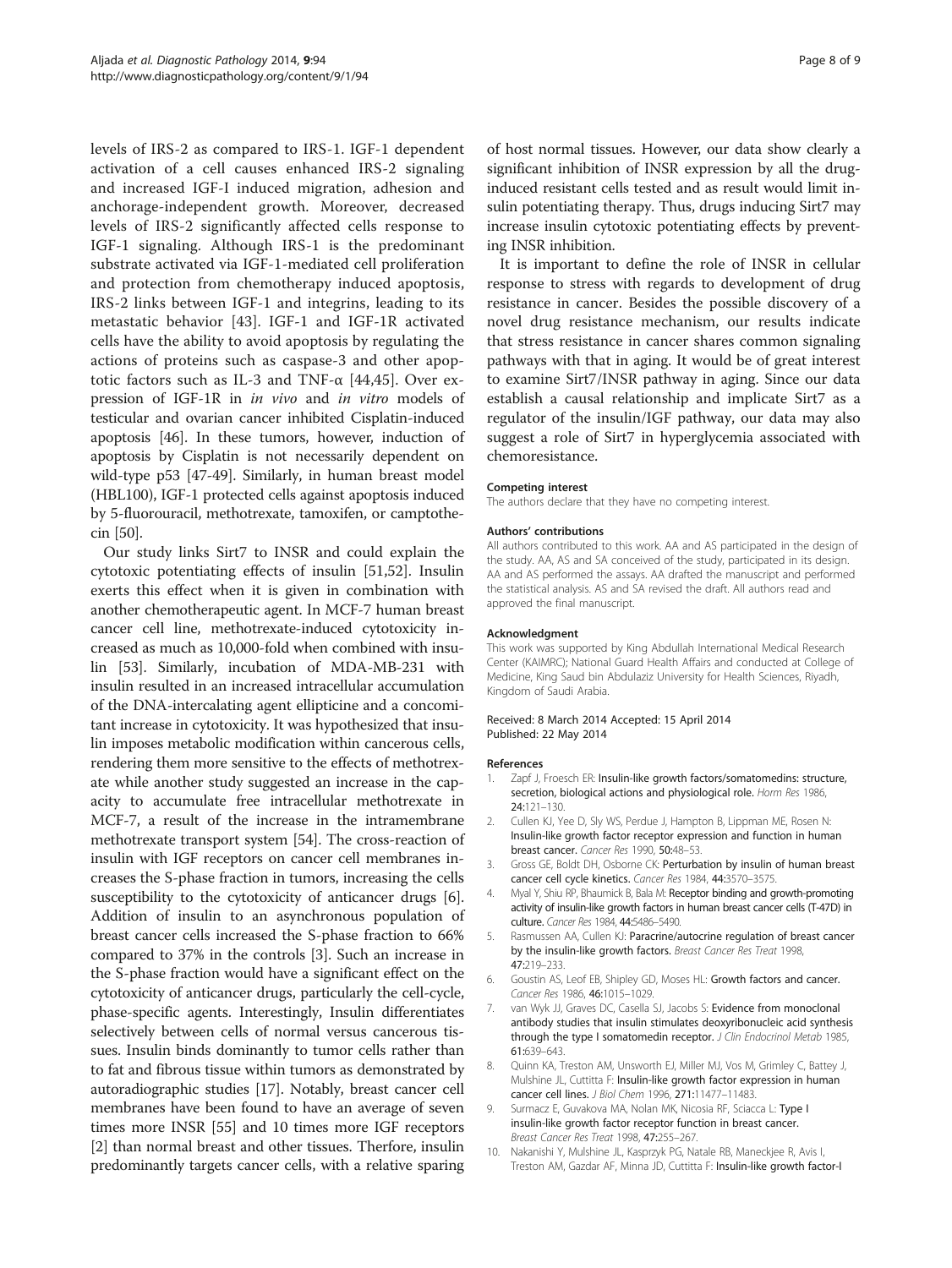levels of IRS-2 as compared to IRS-1. IGF-1 dependent activation of a cell causes enhanced IRS-2 signaling and increased IGF-I induced migration, adhesion and anchorage-independent growth. Moreover, decreased levels of IRS-2 significantly affected cells response to IGF-1 signaling. Although IRS-1 is the predominant substrate activated via IGF-1-mediated cell proliferation and protection from chemotherapy induced apoptosis, IRS-2 links between IGF-1 and integrins, leading to its metastatic behavior [43]. IGF-1 and IGF-1R activated cells have the ability to avoid apoptosis by regulating the actions of proteins such as caspase-3 and other apoptotic factors such as IL-3 and TNF-α [44,45]. Over expression of IGF-1R in *in vivo* and *in vitro* models of testicular and ovarian cancer inhibited Cisplatin-induced apoptosis [46]. In these tumors, however, induction of apoptosis by Cisplatin is not necessarily dependent on wild-type p53 [47-49]. Similarly, in human breast model (HBL100), IGF-1 protected cells against apoptosis induced by 5-fluorouracil, methotrexate, tamoxifen, or camptothecin [50].

Our study links Sirt7 to INSR and could explain the cytotoxic potentiating effects of insulin [51,52]. Insulin exerts this effect when it is given in combination with another chemotherapeutic agent. In MCF-7 human breast cancer cell line, methotrexate-induced cytotoxicity increased as much as 10,000-fold when combined with insulin [53]. Similarly, incubation of MDA-MB-231 with insulin resulted in an increased intracellular accumulation of the DNA-intercalating agent ellipticine and a concomitant increase in cytotoxicity. It was hypothesized that insulin imposes metabolic modification within cancerous cells, rendering them more sensitive to the effects of methotrexate while another study suggested an increase in the capacity to accumulate free intracellular methotrexate in MCF-7, a result of the increase in the intramembrane methotrexate transport system [54]. The cross-reaction of insulin with IGF receptors on cancer cell membranes increases the S-phase fraction in tumors, increasing the cells susceptibility to the cytotoxicity of anticancer drugs [6]. Addition of insulin to an asynchronous population of breast cancer cells increased the S-phase fraction to 66% compared to 37% in the controls [3]. Such an increase in the S-phase fraction would have a significant effect on the cytotoxicity of anticancer drugs, particularly the cell-cycle, phase-specific agents. Interestingly, Insulin differentiates selectively between cells of normal versus cancerous tissues. Insulin binds dominantly to tumor cells rather than to fat and fibrous tissue within tumors as demonstrated by autoradiographic studies [17]. Notably, breast cancer cell membranes have been found to have an average of seven times more INSR [55] and 10 times more IGF receptors [2] than normal breast and other tissues. Therfore, insulin predominantly targets cancer cells, with a relative sparing of host normal tissues. However, our data show clearly a significant inhibition of INSR expression by all the drug-induced resistant cells tested and as result would limit insulin potentiating therapy. Thus, drugs inducing Sirt7 may increase insulin cytotoxic potentiating effects by preventing INSR inhibition.

It is important to define the role of INSR in cellular response to stress with regards to development of drug resistance in cancer. Besides the possible discovery of a novel drug resistance mechanism, our results indicate that stress resistance in cancer shares common signaling pathways with that in aging. It would be of great interest to examine Sirt7/INSR pathway in aging. Since our data establish a causal relationship and implicate Sirt7 as a regulator of the insulin/IGF pathway, our data may also suggest a role of Sirt7 in hyperglycemia associated with chemoresistance.

#### Competing interest

The authors declare that they have no competing interest.

#### Authors' contributions

All authors contributed to this work. AA and AS participated in the design of the study. AA, AS and SA conceived of the study, participated in its design. AA and AS performed the assays. AA drafted the manuscript and performed the statistical analysis. AS and SA revised the draft. All authors read and approved the final manuscript.

#### Acknowledgment

This work was supported by King Abdullah International Medical Research Center (KAIMRC); National Guard Health Affairs and conducted at College of Medicine, King Saud bin Abdulaziz University for Health Sciences, Riyadh, Kingdom of Saudi Arabia.

Received: 8 March 2014 Accepted: 15 April 2014
Published: 22 May 2014

#### References

1. Zapf J, Froesch ER: **Insulin-like growth factors/somatomedins: structure, secretion, biological actions and physiological role.** *Horm Res* 1986, **24**:121–130.
2. Cullen KJ, Yee D, Sly WS, Perdue J, Hampton B, Lippman ME, Rosen N: **Insulin-like growth factor receptor expression and function in human breast cancer.** *Cancer Res* 1990, **50**:48–53.
3. Gross GE, Boldt DH, Osborne CK: **Perturbation by insulin of human breast cancer cell cycle kinetics.** *Cancer Res* 1984, **44**:3570–3575.
4. Myal Y, Shiu RP, Bhaumick B, Bala M: **Receptor binding and growth-promoting activity of insulin-like growth factors in human breast cancer cells (T-47D) in culture.** *Cancer Res* 1984, **44**:5486–5490.
5. Rasmussen AA, Cullen KJ: **Paracrine/autocrine regulation of breast cancer by the insulin-like growth factors.** *Breast Cancer Res Treat* 1998, **47**:219–233.
6. Goustin AS, Leof EB, Shipley GD, Moses HL: **Growth factors and cancer.** *Cancer Res* 1986, **46**:1015–1029.
7. van Wyk JJ, Graves DC, Casella SJ, Jacobs S: **Evidence from monoclonal antibody studies that insulin stimulates deoxyribonucleic acid synthesis through the type I somatomedin receptor.** *J Clin Endocrinol Metab* 1985, **61**:639–643.
8. Quinn KA, Treston AM, Unsworth EJ, Miller MJ, Vos M, Grimley C, Battey J, Mulshine JL, Cuttitta F: **Insulin-like growth factor expression in human cancer cell lines.** *J Biol Chem* 1996, **271**:11477–11483.
9. Surmacz E, Guvakova MA, Nolan MK, Nicosia RF, Sciacca L: **Type I insulin-like growth factor receptor function in breast cancer.** *Breast Cancer Res Treat* 1998, **47**:255–267.
10. Nakanishi Y, Mulshine JL, Kasprzyk PG, Natale RB, Maneckjee R, Avis I, Treston AM, Gazdar AF, Minna JD, Cuttitta F: **Insulin-like growth factor-I**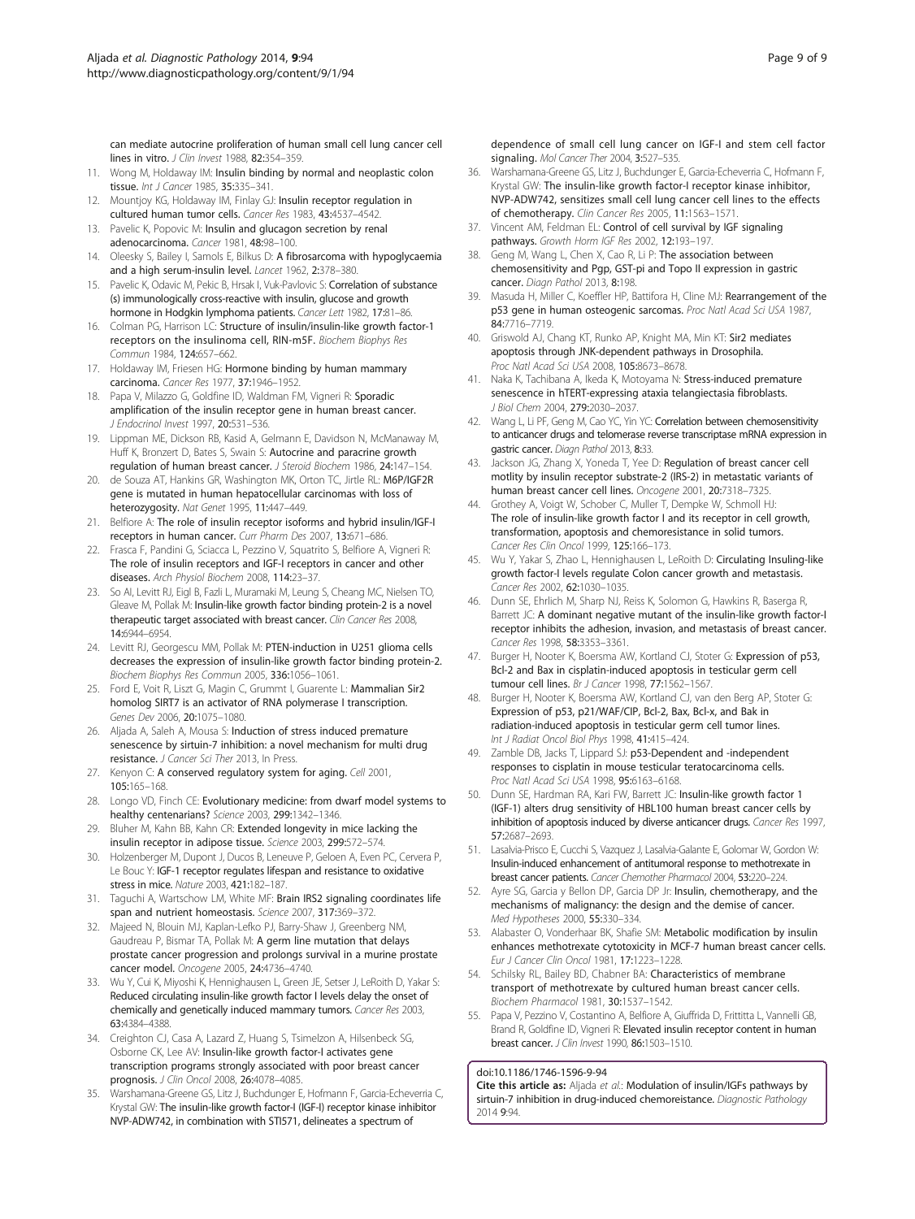can mediate autocrine proliferation of human small cell lung cancer cell lines in vitro. *J Clin Invest* 1988, **82:**354–359.

11. Wong M, Holdaway IM: **Insulin binding by normal and neoplastic colon tissue.** *Int J Cancer* 1985, **35:**335–341.
12. Mountjoy KG, Holdaway IM, Finlay GJ: **Insulin receptor regulation in cultured human tumor cells.** *Cancer Res* 1983, **43:**4537–4542.
13. Pavelic K, Popovic M: **Insulin and glucagon secretion by renal adenocarcinoma.** *Cancer* 1981, **48:**98–100.
14. Oleesky S, Bailey I, Samols E, Bilkus D: **A fibrosarcoma with hypoglycaemia and a high serum-insulin level.** *Lancet* 1962, **2:**378–380.
15. Pavelic K, Odavic M, Pekic B, Hrsak I, Vuk-Pavlovic S: **Correlation of substance (s) immunologically cross-reactive with insulin, glucose and growth hormone in Hodgkin lymphoma patients.** *Cancer Lett* 1982, **17:**81–86.
16. Colman PG, Harrison LC: **Structure of insulin/insulin-like growth factor-1 receptors on the insulinoma cell, RIN-m5F.** *Biochem Biophys Res Commun* 1984, **124:**657–662.
17. Holdaway IM, Friesen HG: **Hormone binding by human mammary carcinoma.** *Cancer Res* 1977, **37:**1946–1952.
18. Papa V, Milazzo G, Goldfine ID, Waldman FM, Vigneri R: **Sporadic amplification of the insulin receptor gene in human breast cancer.** *J Endocrinol Invest* 1997, **20:**531–536.
19. Lippman ME, Dickson RB, Kasid A, Gelmann E, Davidson N, McManaway M, Huff K, Bronzert D, Bates S, Swain S: **Autocrine and paracrine growth regulation of human breast cancer.** *J Steroid Biochem* 1986, **24:**147–154.
20. de Souza AT, Hankins GR, Washington MK, Orton TC, Jirtle RL: **M6P/IGF2R gene is mutated in human hepatocellular carcinomas with loss of heterozygosity.** *Nat Genet* 1995, **11:**447–449.
21. Belfiore A: **The role of insulin receptor isoforms and hybrid insulin/IGF-I receptors in human cancer.** *Curr Pharm Des* 2007, **13:**671–686.
22. Frasca F, Pandini G, Sciacca L, Pezzino V, Squatrito S, Belfiore A, Vigneri R: **The role of insulin receptors and IGF-I receptors in cancer and other diseases.** *Arch Physiol Biochem* 2008, **114:**23–37.
23. So AI, Levitt RJ, Eigl B, Fazli L, Muramaki M, Leung S, Cheang MC, Nielsen TO, Gleave M, Pollak M: **Insulin-like growth factor binding protein-2 is a novel therapeutic target associated with breast cancer.** *Clin Cancer Res* 2008, **14:**6944–6954.
24. Levitt RJ, Georgescu MM, Pollak M: **PTEN-induction in U251 glioma cells decreases the expression of insulin-like growth factor binding protein-2.** *Biochem Biophys Res Commun* 2005, **336:**1056–1061.
25. Ford E, Voit R, Liszt G, Magin C, Grummt I, Guarente L: **Mammalian Sir2 homolog SIRT7 is an activator of RNA polymerase I transcription.** *Genes Dev* 2006, **20:**1075–1080.
26. Aljada A, Saleh A, Mousa S: **Induction of stress induced premature senescence by sirtuin-7 inhibition: a novel mechanism for multi drug resistance.** *J Cancer Sci Ther* 2013, In Press.
27. Kenyon C: **A conserved regulatory system for aging.** *Cell* 2001, **105:**165–168.
28. Longo VD, Finch CE: **Evolutionary medicine: from dwarf model systems to healthy centenarians?** *Science* 2003, **299:**1342–1346.
29. Bluher M, Kahn BB, Kahn CR: **Extended longevity in mice lacking the insulin receptor in adipose tissue.** *Science* 2003, **299:**572–574.
30. Holzenberger M, Dupont J, Ducos B, Leneuve P, Geloen A, Even PC, Cervera P, Le Bouc Y: **IGF-1 receptor regulates lifespan and resistance to oxidative stress in mice.** *Nature* 2003, **421:**182–187.
31. Taguchi A, Wartschow LM, White MF: **Brain IRS2 signaling coordinates life span and nutrient homeostasis.** *Science* 2007, **317:**369–372.
32. Majeed N, Blouin MJ, Kaplan-Lefko PJ, Barry-Shaw J, Greenberg NM, Gaudreau P, Bismar TA, Pollak M: **A germ line mutation that delays prostate cancer progression and prolongs survival in a murine prostate cancer model.** *Oncogene* 2005, **24:**4736–4740.
33. Wu Y, Cui K, Miyoshi K, Hennighausen L, Green JE, Setser J, LeRoith D, Yakar S: **Reduced circulating insulin-like growth factor I levels delay the onset of chemically and genetically induced mammary tumors.** *Cancer Res* 2003, **63:**4384–4388.
34. Creighton CJ, Casa A, Lazard Z, Huang S, Tsimelzon A, Hilsenbeck SG, Osborne CK, Lee AV: **Insulin-like growth factor-I activates gene transcription programs strongly associated with poor breast cancer prognosis.** *J Clin Oncol* 2008, **26:**4078–4085.
35. Warshamana-Greene GS, Litz J, Buchdunger E, Hofmann F, Garcia-Echeverria C, Krystal GW: **The insulin-like growth factor-I (IGF-I) receptor kinase inhibitor NVP-ADW742, in combination with STI571, delineates a spectrum of dependence of small cell lung cancer on IGF-I and stem cell factor signaling.** *Mol Cancer Ther* 2004, **3:**527–535.
36. Warshamana-Greene GS, Litz J, Buchdunger E, Garcia-Echeverria C, Hofmann F, Krystal GW: **The insulin-like growth factor-I receptor kinase inhibitor, NVP-ADW742, sensitizes small cell lung cancer cell lines to the effects of chemotherapy.** *Clin Cancer Res* 2005, **11:**1563–1571.
37. Vincent AM, Feldman EL: **Control of cell survival by IGF signaling pathways.** *Growth Horm IGF Res* 2002, **12:**193–197.
38. Geng M, Wang L, Chen X, Cao R, Li P: **The association between chemosensitivity and Pgp, GST-pi and Topo II expression in gastric cancer.** *Diagn Pathol* 2013, **8:**198.
39. Masuda H, Miller C, Koeffler HP, Battifora H, Cline MJ: **Rearrangement of the p53 gene in human osteogenic sarcomas.** *Proc Natl Acad Sci USA* 1987, **84:**7716–7719.
40. Griswold AJ, Chang KT, Runko AP, Knight MA, Min KT: **Sir2 mediates apoptosis through JNK-dependent pathways in Drosophila.** *Proc Natl Acad Sci USA* 2008, **105:**8673–8678.
41. Naka K, Tachibana A, Ikeda K, Motoyama N: **Stress-induced premature senescence in hTERT-expressing ataxia telangiectasia fibroblasts.** *J Biol Chem* 2004, **279:**2030–2037.
42. Wang L, Li PF, Geng M, Cao YC, Yin YC: **Correlation between chemosensitivity to anticancer drugs and telomerase reverse transcriptase mRNA expression in gastric cancer.** *Diagn Pathol* 2013, **8:**33.
43. Jackson JG, Zhang X, Yoneda T, Yee D: **Regulation of breast cancer cell motlity by insulin receptor substrate-2 (IRS-2) in metastatic variants of human breast cancer cell lines.** *Oncogene* 2001, **20:**7318–7325.
44. Grothey A, Voigt W, Schober C, Muller T, Dempke W, Schmoll HJ: **The role of insulin-like growth factor I and its receptor in cell growth, transformation, apoptosis and chemoresistance in solid tumors.** *Cancer Res Clin Oncol* 1999, **125:**166–173.
45. Wu Y, Yakar S, Zhao L, Hennighausen L, LeRoith D: **Circulating Insuling-like growth factor-I levels regulate Colon cancer growth and metastasis.** *Cancer Res* 2002, **62:**1030–1035.
46. Dunn SE, Ehrlich M, Sharp NJ, Reiss K, Solomon G, Hawkins R, Baserga R, Barrett JC: **A dominant negative mutant of the insulin-like growth factor-I receptor inhibits the adhesion, invasion, and metastasis of breast cancer.** *Cancer Res* 1998, **58:**3353–3361.
47. Burger H, Nooter K, Boersma AW, Kortland CJ, Stoter G: **Expression of p53, Bcl-2 and Bax in cisplatin-induced apoptosis in testicular germ cell tumour cell lines.** *Br J Cancer* 1998, **77:**1562–1567.
48. Burger H, Nooter K, Boersma AW, Kortland CJ, van den Berg AP, Stoter G: **Expression of p53, p21/WAF/CIP, Bcl-2, Bax, Bcl-x, and Bak in radiation-induced apoptosis in testicular germ cell tumor lines.** *Int J Radiat Oncol Biol Phys* 1998, **41:**415–424.
49. Zamble DB, Jacks T, Lippard SJ: **p53-Dependent and -independent responses to cisplatin in mouse testicular teratocarcinoma cells.** *Proc Natl Acad Sci USA* 1998, **95:**6163–6168.
50. Dunn SE, Hardman RA, Kari FW, Barrett JC: **Insulin-like growth factor 1 (IGF-1) alters drug sensitivity of HBL100 human breast cancer cells by inhibition of apoptosis induced by diverse anticancer drugs.** *Cancer Res* 1997, **57:**2687–2693.
51. Lasalvia-Prisco E, Cucchi S, Vazquez J, Lasalvia-Galante E, Golomar W, Gordon W: **Insulin-induced enhancement of antitumoral response to methotrexate in breast cancer patients.** *Cancer Chemother Pharmacol* 2004, **53:**220–224.
52. Ayre SG, Garcia y Bellon DP, Garcia DP Jr: **Insulin, chemotherapy, and the mechanisms of malignancy: the design and the demise of cancer.** *Med Hypotheses* 2000, **55:**330–334.
53. Alabaster O, Vonderhaar BK, Shafie SM: **Metabolic modification by insulin enhances methotrexate cytotoxicity in MCF-7 human breast cancer cells.** *Eur J Cancer Clin Oncol* 1981, **17:**1223–1228.
54. Schilsky RL, Bailey BD, Chabner BA: **Characteristics of membrane transport of methotrexate by cultured human breast cancer cells.** *Biochem Pharmacol* 1981, **30:**1537–1542.
55. Papa V, Pezzino V, Costantino A, Belfiore A, Giuffrida D, Frittitta L, Vannelli GB, Brand R, Goldfine ID, Vigneri R: **Elevated insulin receptor content in human breast cancer.** *J Clin Invest* 1990, **86:**1503–1510.

doi:10.1186/1746-1596-9-94

**Cite this article as:** Aljada *et al.*: Modulation of insulin/IGFs pathways by sirtuin-7 inhibition in drug-induced chemoreistance. *Diagnostic Pathology* 2014 **9**:94.